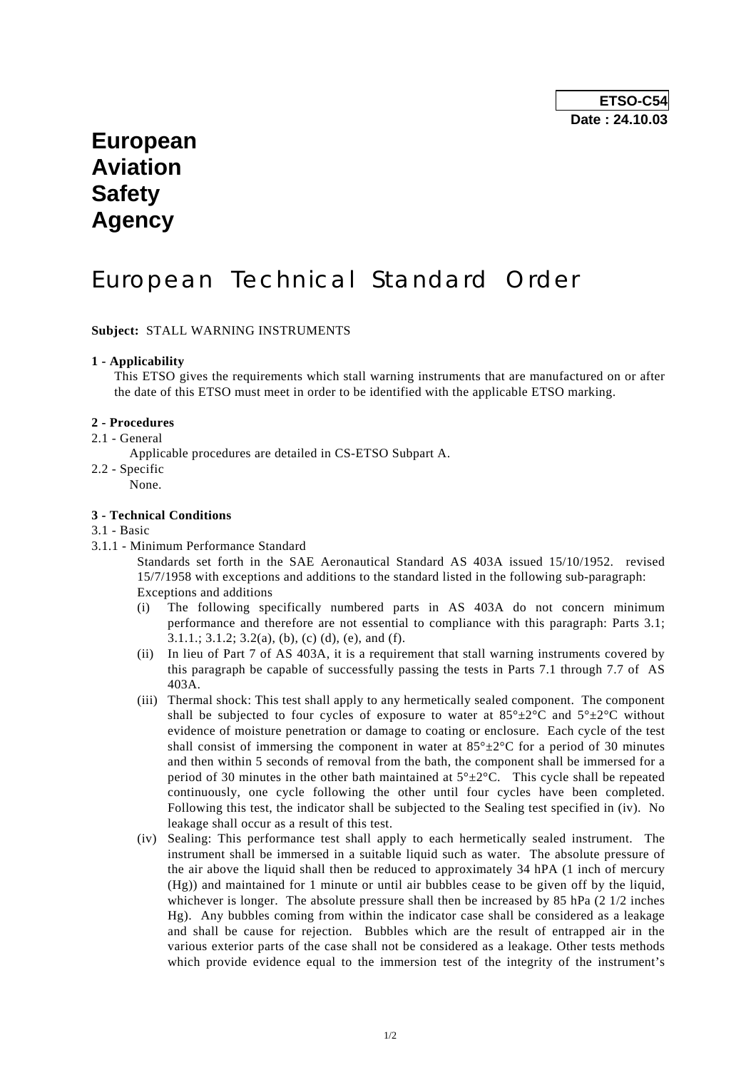**ETSO-C54**
**Date : 24.10.03**

# European Aviation Safety Agency

# European Technical Standard Order

**Subject:** STALL WARNING INSTRUMENTS

**1 - Applicability**

This ETSO gives the requirements which stall warning instruments that are manufactured on or after the date of this ETSO must meet in order to be identified with the applicable ETSO marking.

**2 - Procedures**

2.1 - General

Applicable procedures are detailed in CS-ETSO Subpart A.

2.2 - Specific

None.

**3 - Technical Conditions**

3.1 - Basic

3.1.1 - Minimum Performance Standard

Standards set forth in the SAE Aeronautical Standard AS 403A issued 15/10/1952. revised 15/7/1958 with exceptions and additions to the standard listed in the following sub-paragraph:

Exceptions and additions

(i) The following specifically numbered parts in AS 403A do not concern minimum performance and therefore are not essential to compliance with this paragraph: Parts 3.1; 3.1.1.; 3.1.2; 3.2(a), (b), (c) (d), (e), and (f).

(ii) In lieu of Part 7 of AS 403A, it is a requirement that stall warning instruments covered by this paragraph be capable of successfully passing the tests in Parts 7.1 through 7.7 of AS 403A.

(iii) Thermal shock: This test shall apply to any hermetically sealed component. The component shall be subjected to four cycles of exposure to water at 85°±2°C and 5°±2°C without evidence of moisture penetration or damage to coating or enclosure. Each cycle of the test shall consist of immersing the component in water at 85°±2°C for a period of 30 minutes and then within 5 seconds of removal from the bath, the component shall be immersed for a period of 30 minutes in the other bath maintained at 5°±2°C. This cycle shall be repeated continuously, one cycle following the other until four cycles have been completed. Following this test, the indicator shall be subjected to the Sealing test specified in (iv). No leakage shall occur as a result of this test.

(iv) Sealing: This performance test shall apply to each hermetically sealed instrument. The instrument shall be immersed in a suitable liquid such as water. The absolute pressure of the air above the liquid shall then be reduced to approximately 34 hPA (1 inch of mercury (Hg)) and maintained for 1 minute or until air bubbles cease to be given off by the liquid, whichever is longer. The absolute pressure shall then be increased by 85 hPa (2 1/2 inches Hg). Any bubbles coming from within the indicator case shall be considered as a leakage and shall be cause for rejection. Bubbles which are the result of entrapped air in the various exterior parts of the case shall not be considered as a leakage. Other tests methods which provide evidence equal to the immersion test of the integrity of the instrument's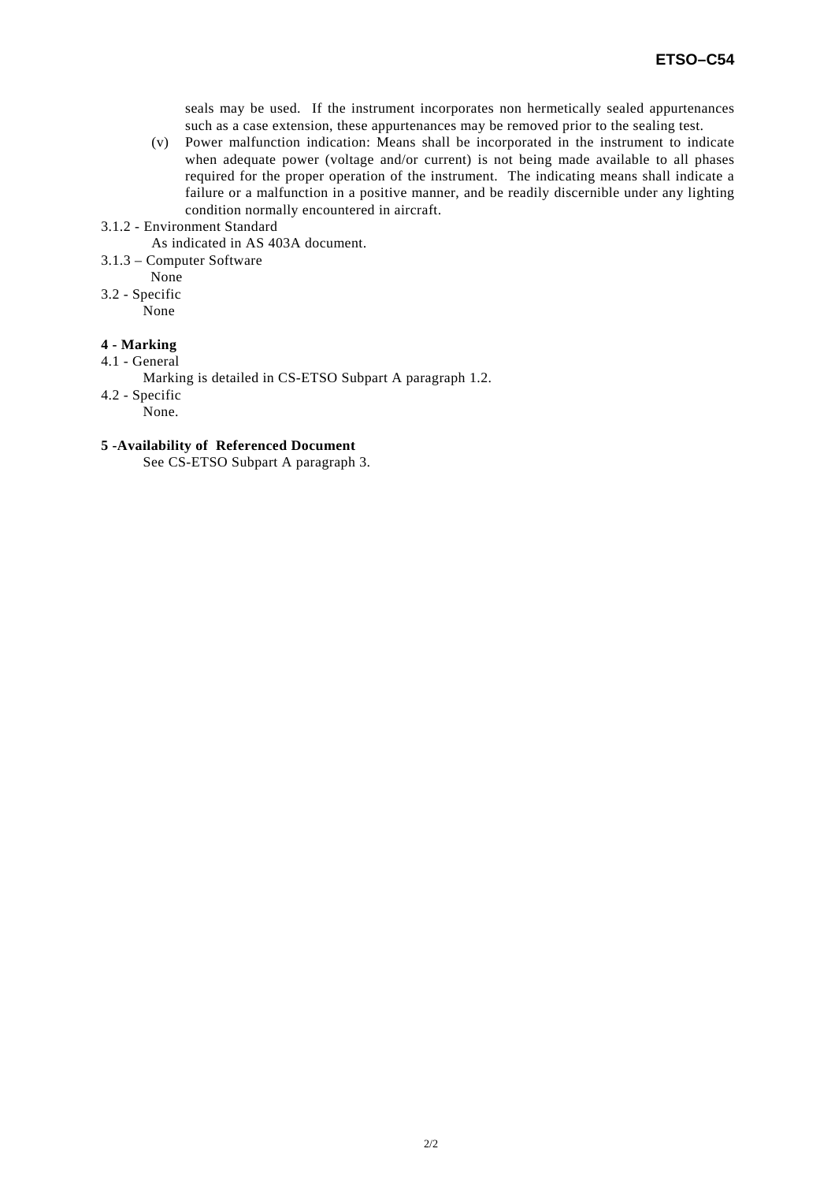seals may be used. If the instrument incorporates non hermetically sealed appurtenances such as a case extension, these appurtenances may be removed prior to the sealing test.

(v) Power malfunction indication: Means shall be incorporated in the instrument to indicate when adequate power (voltage and/or current) is not being made available to all phases required for the proper operation of the instrument. The indicating means shall indicate a failure or a malfunction in a positive manner, and be readily discernible under any lighting condition normally encountered in aircraft.

3.1.2 - Environment Standard

As indicated in AS 403A document.

3.1.3 – Computer Software

None

3.2 - Specific

None

**4 - Marking**

4.1 - General

Marking is detailed in CS-ETSO Subpart A paragraph 1.2.

4.2 - Specific

None.

**5 -Availability of Referenced Document**

See CS-ETSO Subpart A paragraph 3.